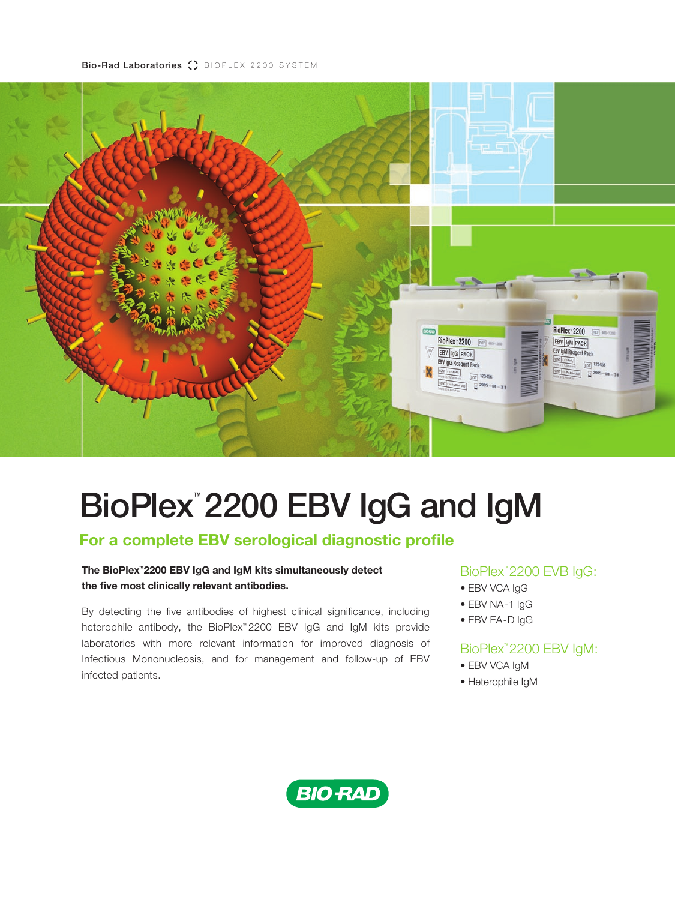Bio-Rad Laboratories BIOPLEX 2200 SYSTEM

# BioPlex™ 2200 EBV IgG and IgM

## For a complete EBV serological diagnostic profile

**The BioPlex™ 2200 EBV IgG and IgM kits simultaneously detect the five most clinically relevant antibodies.**

By detecting the five antibodies of highest clinical significance, including heterophile antibody, the BioPlex™ 2200 EBV IgG and IgM kits provide laboratories with more relevant information for improved diagnosis of Infectious Mononucleosis, and for management and follow-up of EBV infected patients.

### BioPlex™ 2200 EVB IgG:

- EBV VCA IgG
- EBV NA-1 IgG
- EBV EA-D IgG

### BioPlex™ 2200 EBV IgM:

- EBV VCA IgM
- Heterophile IgM

BIO-RAD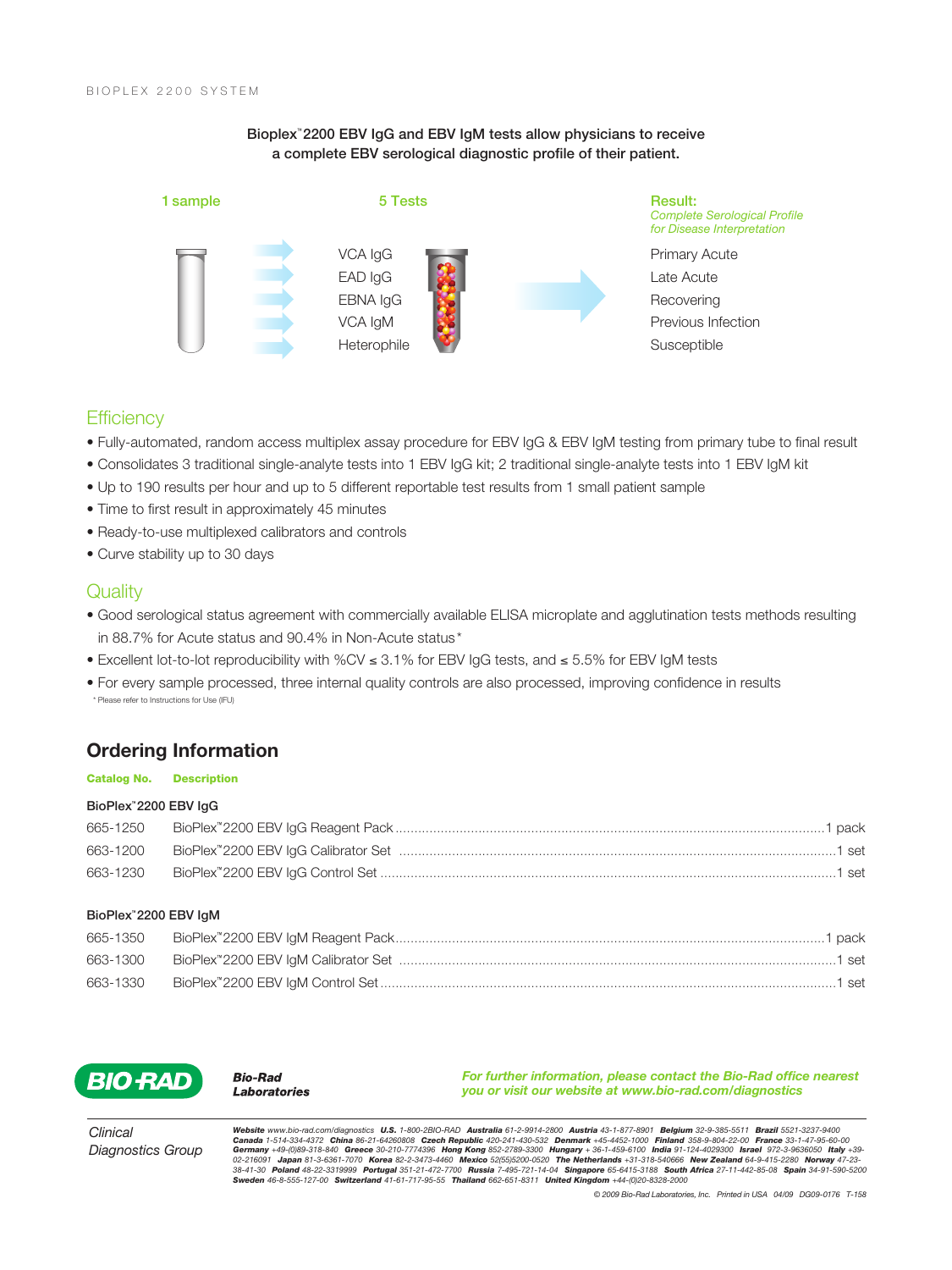Bioplex™ 2200 EBV IgG and EBV IgM tests allow physicians to receive a complete EBV serological diagnostic profile of their patient.

1 sample

5 Tests

VCA IgG
EAD IgG
EBNA IgG
VCA IgM
Heterophile

Result:
*Complete Serological Profile for Disease Interpretation*

Primary Acute
Late Acute
Recovering
Previous Infection
Susceptible

## Efficiency

- Fully-automated, random access multiplex assay procedure for EBV IgG & EBV IgM testing from primary tube to final result
- Consolidates 3 traditional single-analyte tests into 1 EBV IgG kit; 2 traditional single-analyte tests into 1 EBV IgM kit
- Up to 190 results per hour and up to 5 different reportable test results from 1 small patient sample
- Time to first result in approximately 45 minutes
- Ready-to-use multiplexed calibrators and controls
- Curve stability up to 30 days

## Quality

- Good serological status agreement with commercially available ELISA microplate and agglutination tests methods resulting in 88.7% for Acute status and 90.4% in Non-Acute status*
- Excellent lot-to-lot reproducibility with %CV ≤ 3.1% for EBV IgG tests, and ≤ 5.5% for EBV IgM tests
- For every sample processed, three internal quality controls are also processed, improving confidence in results

* Please refer to Instructions for Use (IFU)

## Ordering Information

| Catalog No. | Description | |
|---|---|---|
| **BioPlex™ 2200 EBV IgG** | | |
| 665-1250 | BioPlex™ 2200 EBV IgG Reagent Pack | 1 pack |
| 663-1200 | BioPlex™ 2200 EBV IgG Calibrator Set | 1 set |
| 663-1230 | BioPlex™ 2200 EBV IgG Control Set | 1 set |
| **BioPlex™ 2200 EBV IgM** | | |
| 665-1350 | BioPlex™ 2200 EBV IgM Reagent Pack | 1 pack |
| 663-1300 | BioPlex™ 2200 EBV IgM Calibrator Set | 1 set |
| 663-1330 | BioPlex™ 2200 EBV IgM Control Set | 1 set |

BIO-RAD

***Bio-Rad Laboratories***

*Clinical Diagnostics Group*

***For further information, please contact the Bio-Rad office nearest you or visit our website at www.bio-rad.com/diagnostics***

**Website** www.bio-rad.com/diagnostics **U.S.** 1-800-2BIO-RAD **Australia** 61-2-9914-2800 **Austria** 43-1-877-8901 **Belgium** 32-9-385-5511 **Brazil** 5521-3237-9400 **Canada** 1-514-334-4372 **China** 86-21-64260808 **Czech Republic** 420-241-430-532 **Denmark** +45-4452-1000 **Finland** 358-9-804-22-00 **France** 33-1-47-95-60-00 **Germany** +49-(0)89-318-840 **Greece** 30-210-7774396 **Hong Kong** 852-2789-3300 **Hungary** + 36-1-459-6100 **India** 91-124-4029300 **Israel** 972-3-9636050 **Italy** +39-02-216091 **Japan** 81-3-6361-7070 **Korea** 82-2-3473-4460 **Mexico** 52(55)5200-0520 **The Netherlands** +31-318-540666 **New Zealand** 64-9-415-2280 **Norway** 47-23-38-41-30 **Poland** 48-22-3319999 **Portugal** 351-21-472-7700 **Russia** 7-495-721-14-04 **Singapore** 65-6415-3188 **South Africa** 27-11-442-85-08 **Spain** 34-91-590-5200 **Sweden** 46-8-555-127-00 **Switzerland** 41-61-717-95-55 **Thailand** 662-651-8311 **United Kingdom** +44-(0)20-8328-2000

© 2009 Bio-Rad Laboratories, Inc. Printed in USA 04/09 DG09-0176 T-158